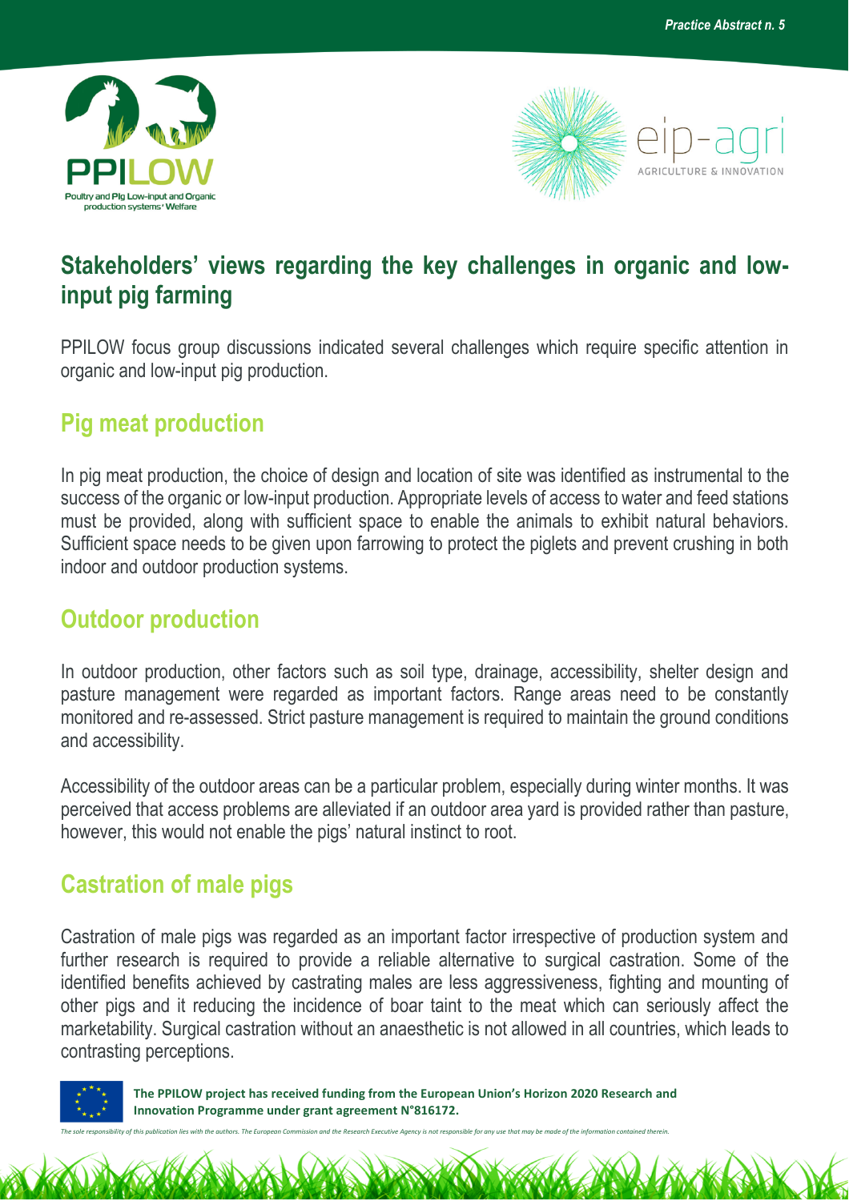# Stakeholders' views regarding the key challenges in organic and low-input pig farming

PPILOW focus group discussions indicated several challenges which require specific attention in organic and low-input pig production.

## Pig meat production

In pig meat production, the choice of design and location of site was identified as instrumental to the success of the organic or low-input production. Appropriate levels of access to water and feed stations must be provided, along with sufficient space to enable the animals to exhibit natural behaviors. Sufficient space needs to be given upon farrowing to protect the piglets and prevent crushing in both indoor and outdoor production systems.

## Outdoor production

In outdoor production, other factors such as soil type, drainage, accessibility, shelter design and pasture management were regarded as important factors. Range areas need to be constantly monitored and re-assessed. Strict pasture management is required to maintain the ground conditions and accessibility.

Accessibility of the outdoor areas can be a particular problem, especially during winter months. It was perceived that access problems are alleviated if an outdoor area yard is provided rather than pasture, however, this would not enable the pigs' natural instinct to root.

## Castration of male pigs

Castration of male pigs was regarded as an important factor irrespective of production system and further research is required to provide a reliable alternative to surgical castration. Some of the identified benefits achieved by castrating males are less aggressiveness, fighting and mounting of other pigs and it reducing the incidence of boar taint to the meat which can seriously affect the marketability. Surgical castration without an anaesthetic is not allowed in all countries, which leads to contrasting perceptions.

**The PPILOW project has received funding from the European Union's Horizon 2020 Research and Innovation Programme under grant agreement N°816172.**

*The sole responsibility of this publication lies with the authors. The European Commission and the Research Executive Agency is not responsible for any use that may be made of the information contained therein.*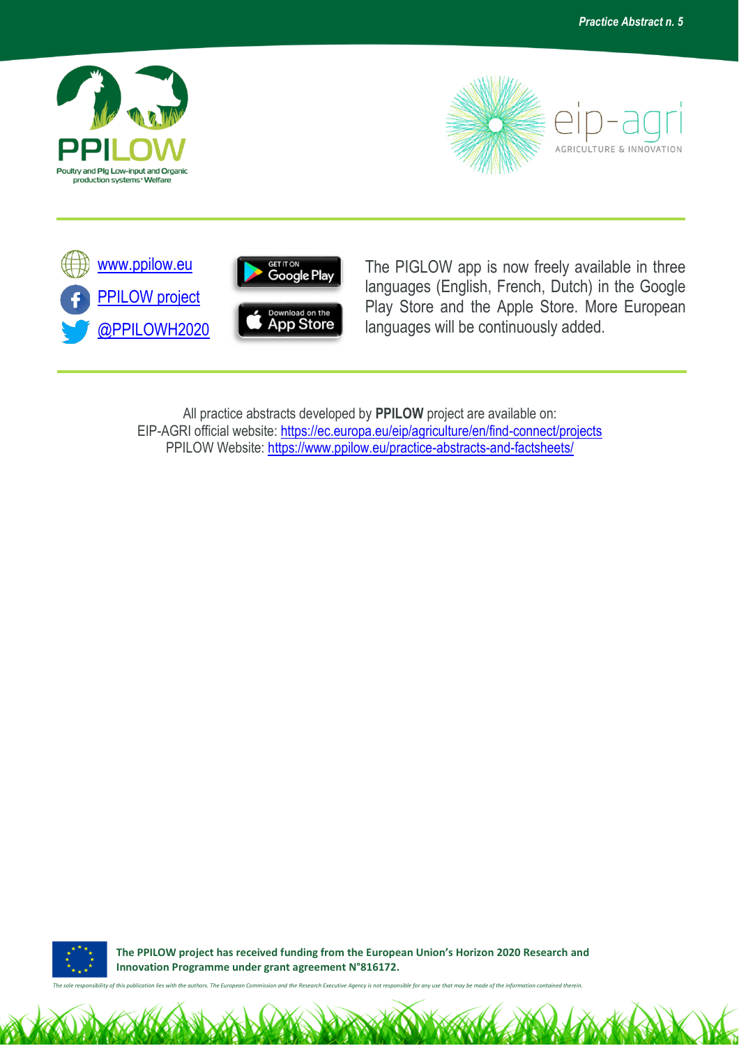www.ppilow.eu

PPILOW project

@PPILOWH2020

GET IT ON Google Play

Download on the App Store

The PIGLOW app is now freely available in three languages (English, French, Dutch) in the Google Play Store and the Apple Store. More European languages will be continuously added.

All practice abstracts developed by **PPILOW** project are available on:
EIP-AGRI official website: https://ec.europa.eu/eip/agriculture/en/find-connect/projects
PPILOW Website: https://www.ppilow.eu/practice-abstracts-and-factsheets/

**The PPILOW project has received funding from the European Union's Horizon 2020 Research and Innovation Programme under grant agreement N°816172.**

*The sole responsibility of this publication lies with the authors. The European Commission and the Research Executive Agency is not responsible for any use that may be made of the information contained therein.*